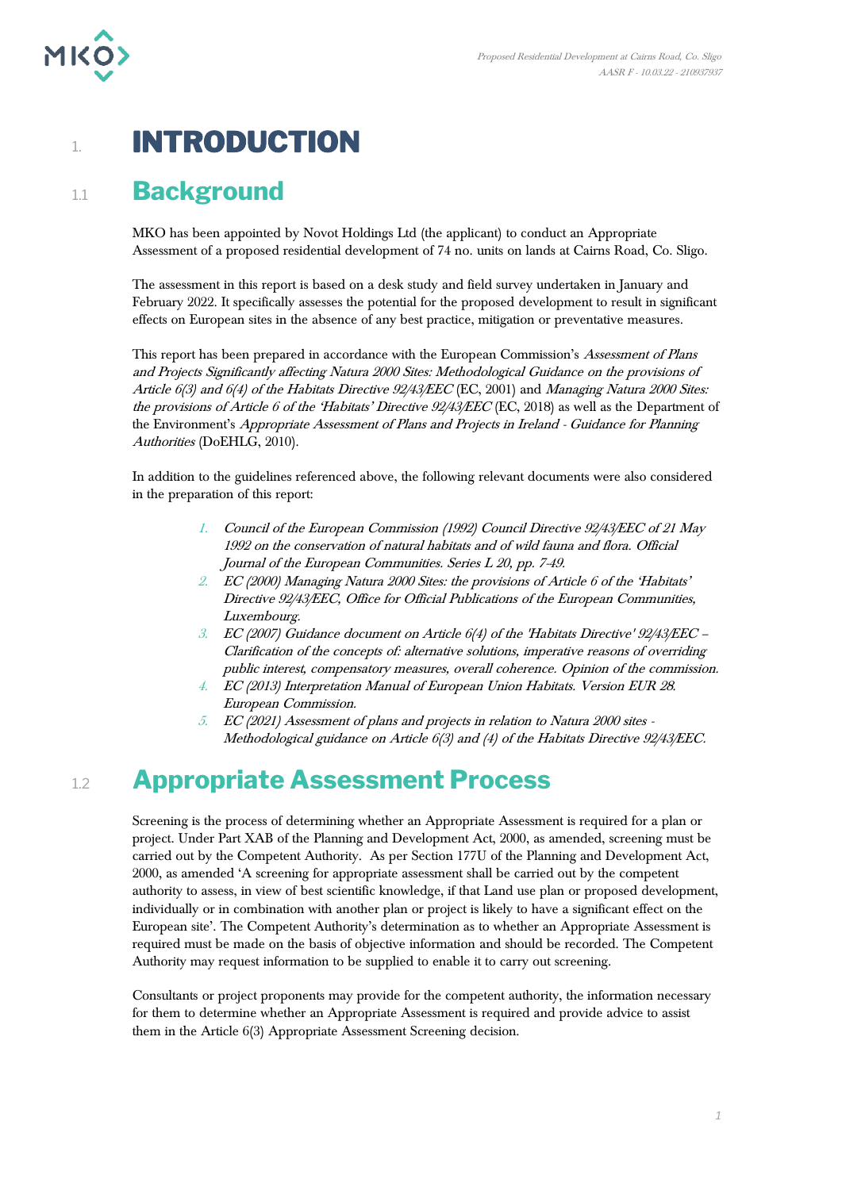# 1. INTRODUCTION

## 1.1 Background

MKO has been appointed by Novot Holdings Ltd (the applicant) to conduct an Appropriate Assessment of a proposed residential development of 74 no. units on lands at Cairns Road, Co. Sligo.

The assessment in this report is based on a desk study and field survey undertaken in January and February 2022. It specifically assesses the potential for the proposed development to result in significant effects on European sites in the absence of any best practice, mitigation or preventative measures.

This report has been prepared in accordance with the European Commission's *Assessment of Plans and Projects Significantly affecting Natura 2000 Sites: Methodological Guidance on the provisions of Article 6(3) and 6(4) of the Habitats Directive 92/43/EEC* (EC, 2001) and *Managing Natura 2000 Sites: the provisions of Article 6 of the 'Habitats' Directive 92/43/EEC* (EC, 2018) as well as the Department of the Environment's *Appropriate Assessment of Plans and Projects in Ireland - Guidance for Planning Authorities* (DoEHLG, 2010).

In addition to the guidelines referenced above, the following relevant documents were also considered in the preparation of this report:

1. *Council of the European Commission (1992) Council Directive 92/43/EEC of 21 May 1992 on the conservation of natural habitats and of wild fauna and flora. Official Journal of the European Communities. Series L 20, pp. 7-49.*
2. *EC (2000) Managing Natura 2000 Sites: the provisions of Article 6 of the 'Habitats' Directive 92/43/EEC, Office for Official Publications of the European Communities, Luxembourg.*
3. *EC (2007) Guidance document on Article 6(4) of the 'Habitats Directive' 92/43/EEC – Clarification of the concepts of: alternative solutions, imperative reasons of overriding public interest, compensatory measures, overall coherence. Opinion of the commission.*
4. *EC (2013) Interpretation Manual of European Union Habitats. Version EUR 28. European Commission.*
5. *EC (2021) Assessment of plans and projects in relation to Natura 2000 sites - Methodological guidance on Article 6(3) and (4) of the Habitats Directive 92/43/EEC.*

## 1.2 Appropriate Assessment Process

Screening is the process of determining whether an Appropriate Assessment is required for a plan or project. Under Part XAB of the Planning and Development Act, 2000, as amended, screening must be carried out by the Competent Authority. As per Section 177U of the Planning and Development Act, 2000, as amended 'A screening for appropriate assessment shall be carried out by the competent authority to assess, in view of best scientific knowledge, if that Land use plan or proposed development, individually or in combination with another plan or project is likely to have a significant effect on the European site'. The Competent Authority's determination as to whether an Appropriate Assessment is required must be made on the basis of objective information and should be recorded. The Competent Authority may request information to be supplied to enable it to carry out screening.

Consultants or project proponents may provide for the competent authority, the information necessary for them to determine whether an Appropriate Assessment is required and provide advice to assist them in the Article 6(3) Appropriate Assessment Screening decision.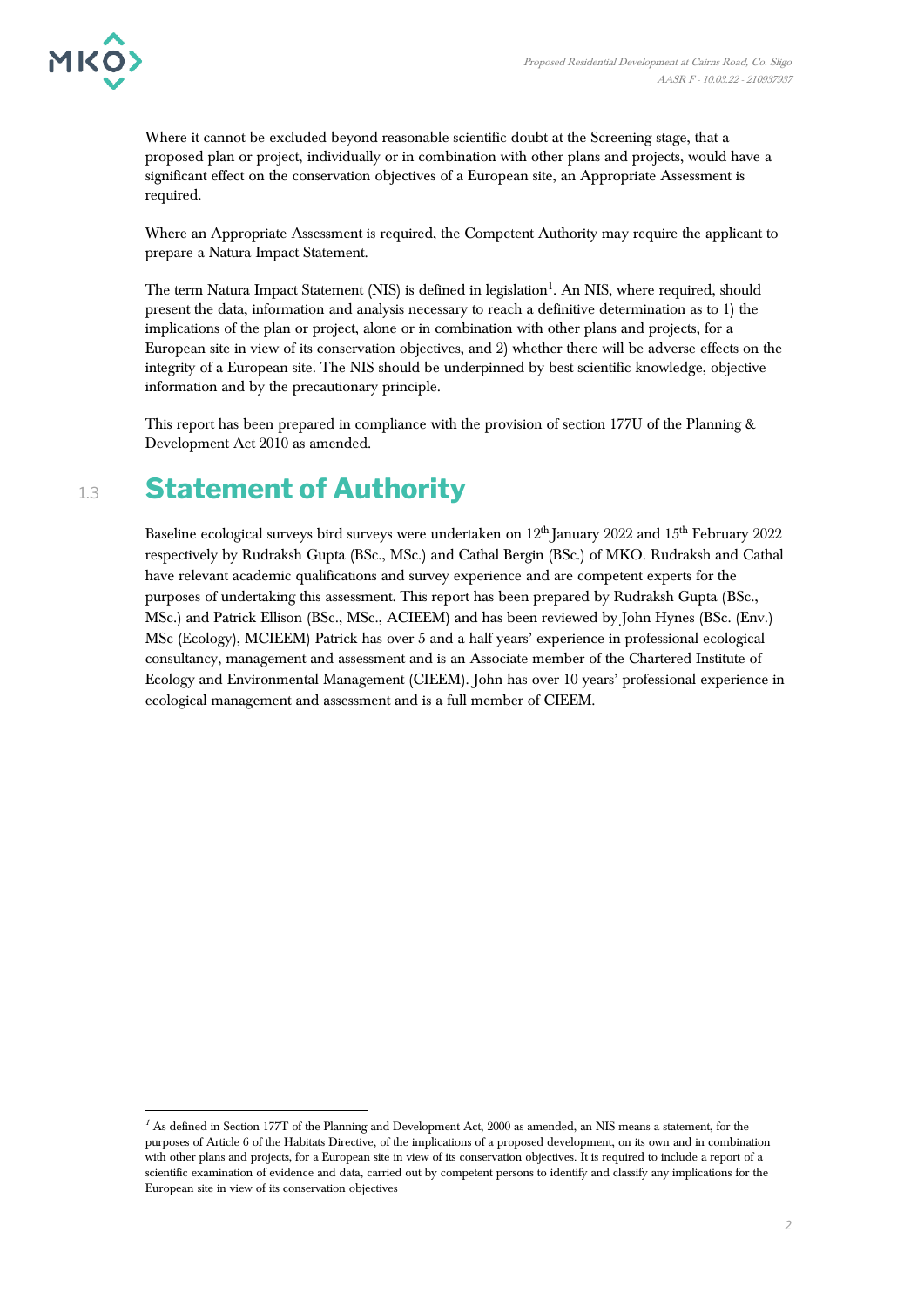Where it cannot be excluded beyond reasonable scientific doubt at the Screening stage, that a proposed plan or project, individually or in combination with other plans and projects, would have a significant effect on the conservation objectives of a European site, an Appropriate Assessment is required.

Where an Appropriate Assessment is required, the Competent Authority may require the applicant to prepare a Natura Impact Statement.

The term Natura Impact Statement (NIS) is defined in legislation[1]. An NIS, where required, should present the data, information and analysis necessary to reach a definitive determination as to 1) the implications of the plan or project, alone or in combination with other plans and projects, for a European site in view of its conservation objectives, and 2) whether there will be adverse effects on the integrity of a European site. The NIS should be underpinned by best scientific knowledge, objective information and by the precautionary principle.

This report has been prepared in compliance with the provision of section 177U of the Planning & Development Act 2010 as amended.

## 1.3 Statement of Authority

Baseline ecological surveys bird surveys were undertaken on 12th January 2022 and 15th February 2022 respectively by Rudraksh Gupta (BSc., MSc.) and Cathal Bergin (BSc.) of MKO. Rudraksh and Cathal have relevant academic qualifications and survey experience and are competent experts for the purposes of undertaking this assessment. This report has been prepared by Rudraksh Gupta (BSc., MSc.) and Patrick Ellison (BSc., MSc., ACIEEM) and has been reviewed by John Hynes (BSc. (Env.) MSc (Ecology), MCIEEM) Patrick has over 5 and a half years' experience in professional ecological consultancy, management and assessment and is an Associate member of the Chartered Institute of Ecology and Environmental Management (CIEEM). John has over 10 years' professional experience in ecological management and assessment and is a full member of CIEEM.

---

[1] As defined in Section 177T of the Planning and Development Act, 2000 as amended, an NIS means a statement, for the purposes of Article 6 of the Habitats Directive, of the implications of a proposed development, on its own and in combination with other plans and projects, for a European site in view of its conservation objectives. It is required to include a report of a scientific examination of evidence and data, carried out by competent persons to identify and classify any implications for the European site in view of its conservation objectives